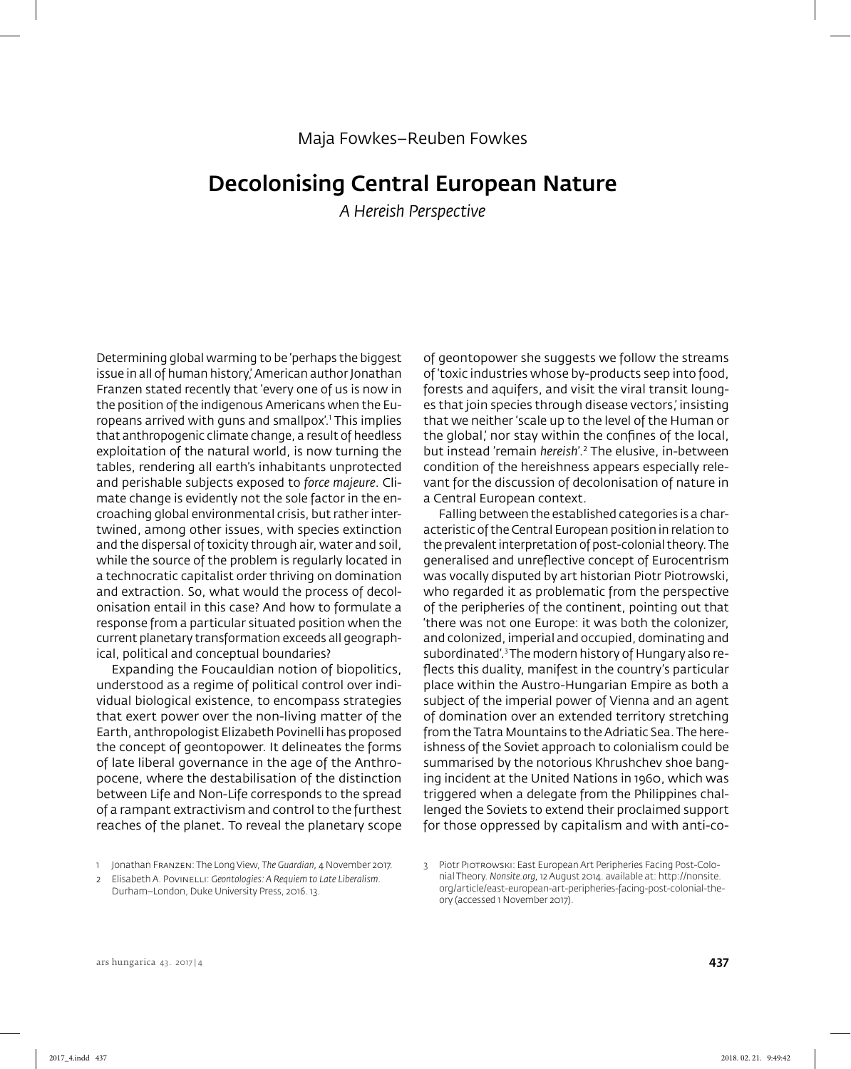Maja Fowkes–Reuben Fowkes

# Decolonising Central European Nature

*A Hereish Perspective*

Determining global warming to be 'perhaps the biggest issue in all of human history,' American author Jonathan Franzen stated recently that 'every one of us is now in the position of the indigenous Americans when the Europeans arrived with guns and smallpox'.[1] This implies that anthropogenic climate change, a result of heedless exploitation of the natural world, is now turning the tables, rendering all earth's inhabitants unprotected and perishable subjects exposed to *force majeure*. Climate change is evidently not the sole factor in the encroaching global environmental crisis, but rather intertwined, among other issues, with species extinction and the dispersal of toxicity through air, water and soil, while the source of the problem is regularly located in a technocratic capitalist order thriving on domination and extraction. So, what would the process of decolonisation entail in this case? And how to formulate a response from a particular situated position when the current planetary transformation exceeds all geographical, political and conceptual boundaries?

Expanding the Foucauldian notion of biopolitics, understood as a regime of political control over individual biological existence, to encompass strategies that exert power over the non-living matter of the Earth, anthropologist Elizabeth Povinelli has proposed the concept of geontopower. It delineates the forms of late liberal governance in the age of the Anthropocene, where the destabilisation of the distinction between Life and Non-Life corresponds to the spread of a rampant extractivism and control to the furthest reaches of the planet. To reveal the planetary scope of geontopower she suggests we follow the streams of 'toxic industries whose by-products seep into food, forests and aquifers, and visit the viral transit lounges that join species through disease vectors,' insisting that we neither 'scale up to the level of the Human or the global,' nor stay within the confines of the local, but instead 'remain *hereish*'.[2] The elusive, in-between condition of the hereishness appears especially relevant for the discussion of decolonisation of nature in a Central European context.

Falling between the established categories is a characteristic of the Central European position in relation to the prevalent interpretation of post-colonial theory. The generalised and unreflective concept of Eurocentrism was vocally disputed by art historian Piotr Piotrowski, who regarded it as problematic from the perspective of the peripheries of the continent, pointing out that 'there was not one Europe: it was both the colonizer, and colonized, imperial and occupied, dominating and subordinated'.[3] The modern history of Hungary also reflects this duality, manifest in the country's particular place within the Austro-Hungarian Empire as both a subject of the imperial power of Vienna and an agent of domination over an extended territory stretching from the Tatra Mountains to the Adriatic Sea. The hereishness of the Soviet approach to colonialism could be summarised by the notorious Khrushchev shoe banging incident at the United Nations in 1960, which was triggered when a delegate from the Philippines challenged the Soviets to extend their proclaimed support for those oppressed by capitalism and with anti-co-

1 Jonathan Franzen: The Long View, *The Guardian*, 4 November 2017.

2 Elisabeth A. Povinelli: *Geontologies: A Requiem to Late Liberalism*. Durham–London, Duke University Press, 2016. 13.

3 Piotr Piotrowski: East European Art Peripheries Facing Post-Colonial Theory. *Nonsite.org*, 12 August 2014. available at: http://nonsite.org/article/east-european-art-peripheries-facing-post-colonial-theory (accessed 1 November 2017).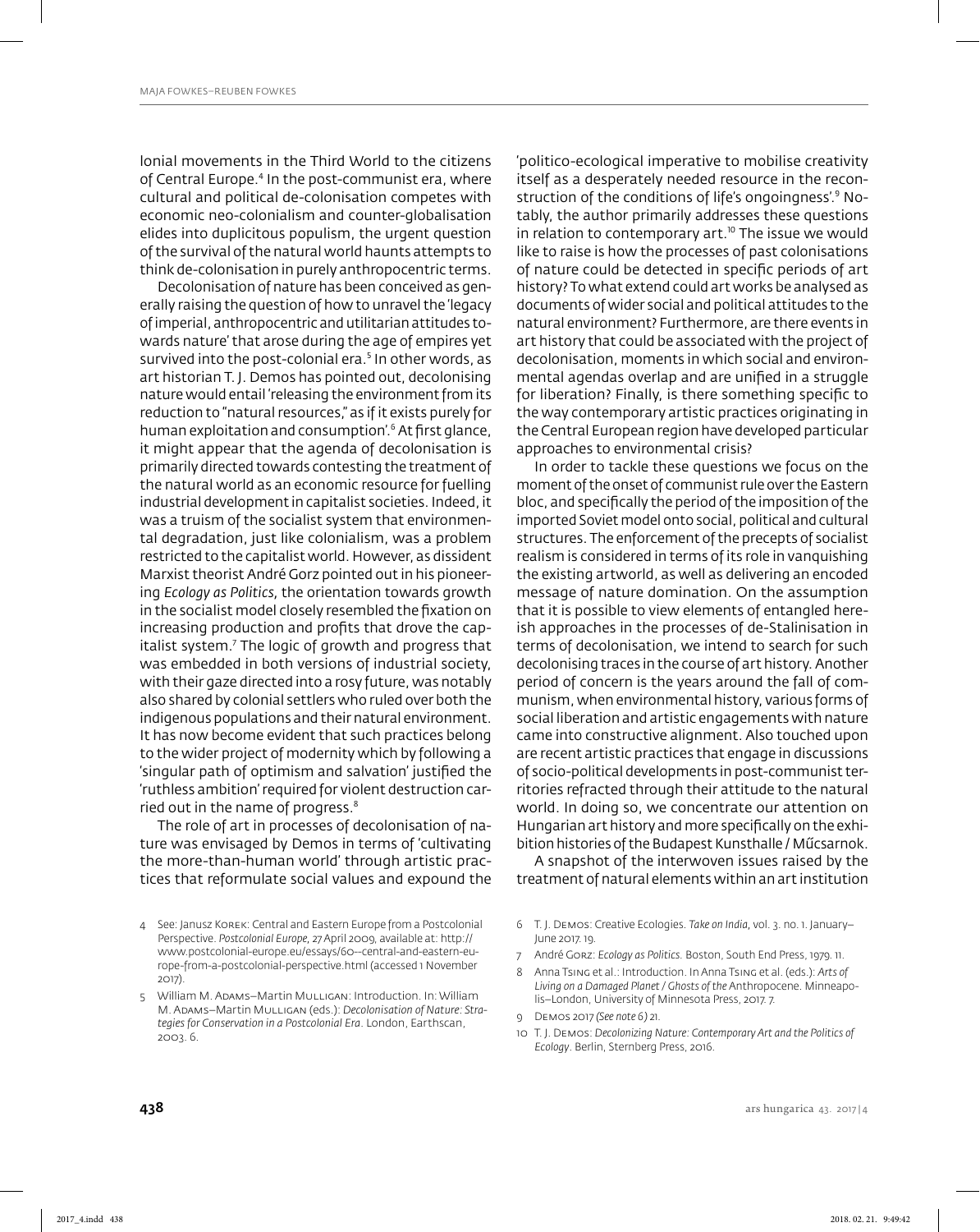lonial movements in the Third World to the citizens of Central Europe.[4] In the post-communist era, where cultural and political de-colonisation competes with economic neo-colonialism and counter-globalisation elides into duplicitous populism, the urgent question of the survival of the natural world haunts attempts to think de-colonisation in purely anthropocentric terms.

Decolonisation of nature has been conceived as generally raising the question of how to unravel the 'legacy of imperial, anthropocentric and utilitarian attitudes towards nature' that arose during the age of empires yet survived into the post-colonial era.[5] In other words, as art historian T. J. Demos has pointed out, decolonising nature would entail 'releasing the environment from its reduction to "natural resources," as if it exists purely for human exploitation and consumption'.[6] At first glance, it might appear that the agenda of decolonisation is primarily directed towards contesting the treatment of the natural world as an economic resource for fuelling industrial development in capitalist societies. Indeed, it was a truism of the socialist system that environmental degradation, just like colonialism, was a problem restricted to the capitalist world. However, as dissident Marxist theorist André Gorz pointed out in his pioneering *Ecology as Politics*, the orientation towards growth in the socialist model closely resembled the fixation on increasing production and profits that drove the capitalist system.[7] The logic of growth and progress that was embedded in both versions of industrial society, with their gaze directed into a rosy future, was notably also shared by colonial settlers who ruled over both the indigenous populations and their natural environment. It has now become evident that such practices belong to the wider project of modernity which by following a 'singular path of optimism and salvation' justified the 'ruthless ambition' required for violent destruction carried out in the name of progress.[8]

The role of art in processes of decolonisation of nature was envisaged by Demos in terms of 'cultivating the more-than-human world' through artistic practices that reformulate social values and expound the 'politico-ecological imperative to mobilise creativity itself as a desperately needed resource in the reconstruction of the conditions of life's ongoingness'.[9] Notably, the author primarily addresses these questions in relation to contemporary art.[10] The issue we would like to raise is how the processes of past colonisations of nature could be detected in specific periods of art history? To what extend could art works be analysed as documents of wider social and political attitudes to the natural environment? Furthermore, are there events in art history that could be associated with the project of decolonisation, moments in which social and environmental agendas overlap and are unified in a struggle for liberation? Finally, is there something specific to the way contemporary artistic practices originating in the Central European region have developed particular approaches to environmental crisis?

In order to tackle these questions we focus on the moment of the onset of communist rule over the Eastern bloc, and specifically the period of the imposition of the imported Soviet model onto social, political and cultural structures. The enforcement of the precepts of socialist realism is considered in terms of its role in vanquishing the existing artworld, as well as delivering an encoded message of nature domination. On the assumption that it is possible to view elements of entangled hereish approaches in the processes of de-Stalinisation in terms of decolonisation, we intend to search for such decolonising traces in the course of art history. Another period of concern is the years around the fall of communism, when environmental history, various forms of social liberation and artistic engagements with nature came into constructive alignment. Also touched upon are recent artistic practices that engage in discussions of socio-political developments in post-communist territories refracted through their attitude to the natural world. In doing so, we concentrate our attention on Hungarian art history and more specifically on the exhibition histories of the Budapest Kunsthalle / Műcsarnok.

A snapshot of the interwoven issues raised by the treatment of natural elements within an art institution

---

4 See: Janusz Korek: Central and Eastern Europe from a Postcolonial Perspective. *Postcolonial Europe*, 27 April 2009, available at: http://www.postcolonial-europe.eu/essays/60--central-and-eastern-europe-from-a-postcolonial-perspective.html (accessed 1 November 2017).

5 William M. Adams–Martin Mulligan: Introduction. In: William M. Adams–Martin Mulligan (eds.): *Decolonisation of Nature: Strategies for Conservation in a Postcolonial Era*. London, Earthscan, 2003. 6.

6 T. J. Demos: Creative Ecologies. *Take on India*, vol. 3. no. 1. January–June 2017. 19.

7 André Gorz: *Ecology as Politics*. Boston, South End Press, 1979. 11.

8 Anna Tsing et al.: Introduction. In Anna Tsing et al. (eds.): *Arts of Living on a Damaged Planet / Ghosts of the* Anthropocene. Minneapolis–London, University of Minnesota Press, 2017. 7.

9 Demos 2017 *(See note 6)* 21.

10 T. J. Demos: *Decolonizing Nature: Contemporary Art and the Politics of Ecology*. Berlin, Sternberg Press, 2016.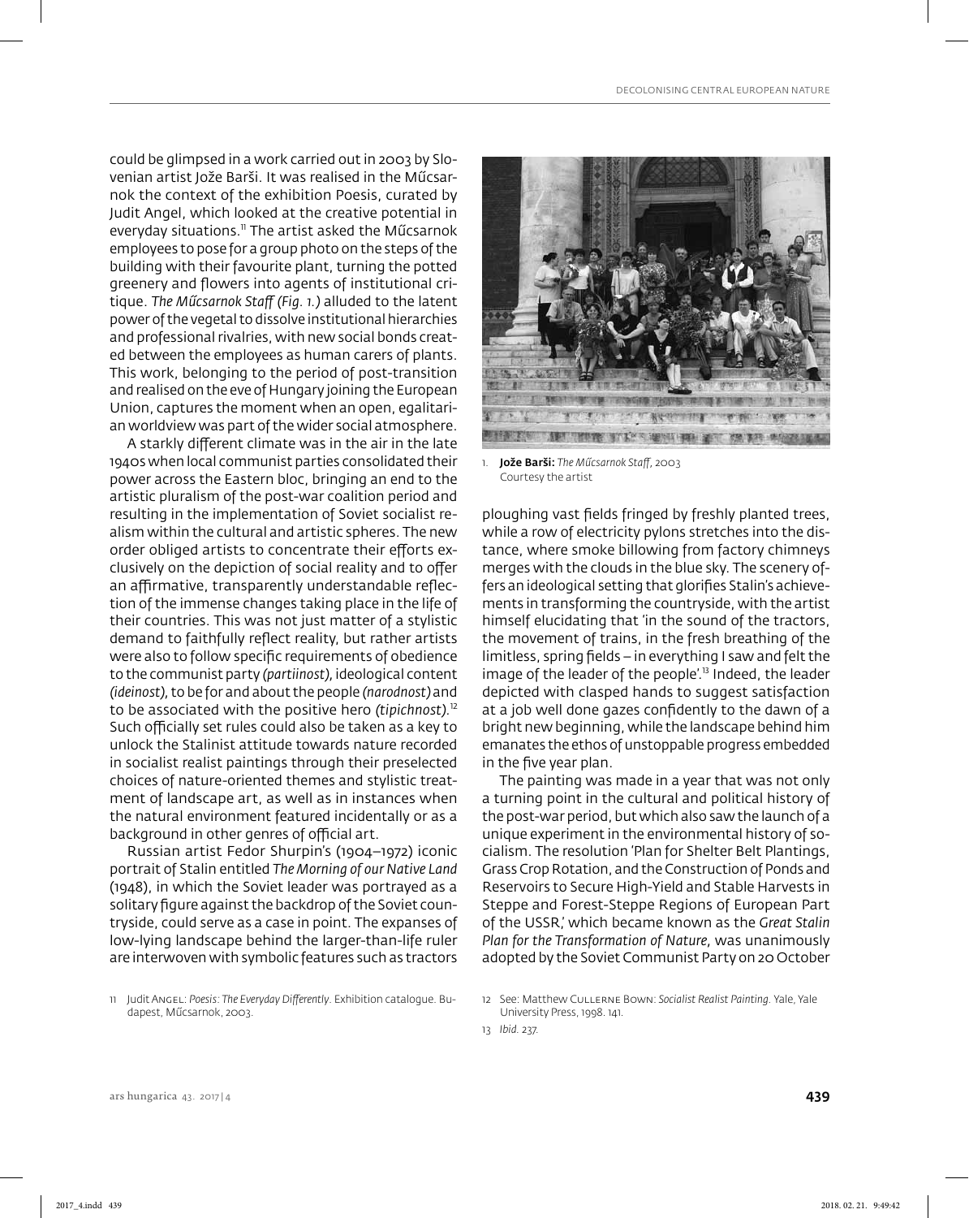could be glimpsed in a work carried out in 2003 by Slovenian artist Jože Barši. It was realised in the Műcsarnok the context of the exhibition Poesis, curated by Judit Angel, which looked at the creative potential in everyday situations.[11] The artist asked the Műcsarnok employees to pose for a group photo on the steps of the building with their favourite plant, turning the potted greenery and flowers into agents of institutional critique. *The Műcsarnok Staff (Fig. 1.)* alluded to the latent power of the vegetal to dissolve institutional hierarchies and professional rivalries, with new social bonds created between the employees as human carers of plants. This work, belonging to the period of post-transition and realised on the eve of Hungary joining the European Union, captures the moment when an open, egalitarian worldview was part of the wider social atmosphere.

A starkly different climate was in the air in the late 1940s when local communist parties consolidated their power across the Eastern bloc, bringing an end to the artistic pluralism of the post-war coalition period and resulting in the implementation of Soviet socialist realism within the cultural and artistic spheres. The new order obliged artists to concentrate their efforts exclusively on the depiction of social reality and to offer an affirmative, transparently understandable reflection of the immense changes taking place in the life of their countries. This was not just matter of a stylistic demand to faithfully reflect reality, but rather artists were also to follow specific requirements of obedience to the communist party *(partiinost)*, ideological content *(ideinost)*, to be for and about the people *(narodnost)* and to be associated with the positive hero *(tipichnost)*.[12] Such officially set rules could also be taken as a key to unlock the Stalinist attitude towards nature recorded in socialist realist paintings through their preselected choices of nature-oriented themes and stylistic treatment of landscape art, as well as in instances when the natural environment featured incidentally or as a background in other genres of official art.

Russian artist Fedor Shurpin's (1904–1972) iconic portrait of Stalin entitled *The Morning of our Native Land* (1948), in which the Soviet leader was portrayed as a solitary figure against the backdrop of the Soviet countryside, could serve as a case in point. The expanses of low-lying landscape behind the larger-than-life ruler are interwoven with symbolic features such as tractors ploughing vast fields fringed by freshly planted trees, while a row of electricity pylons stretches into the distance, where smoke billowing from factory chimneys merges with the clouds in the blue sky. The scenery offers an ideological setting that glorifies Stalin's achievements in transforming the countryside, with the artist himself elucidating that 'in the sound of the tractors, the movement of trains, in the fresh breathing of the limitless, spring fields – in everything I saw and felt the image of the leader of the people'.[13] Indeed, the leader depicted with clasped hands to suggest satisfaction at a job well done gazes confidently to the dawn of a bright new beginning, while the landscape behind him emanates the ethos of unstoppable progress embedded in the five year plan.

1. **Jože Barši:** *The Műcsarnok Staff*, 2003
Courtesy the artist

The painting was made in a year that was not only a turning point in the cultural and political history of the post-war period, but which also saw the launch of a unique experiment in the environmental history of socialism. The resolution 'Plan for Shelter Belt Plantings, Grass Crop Rotation, and the Construction of Ponds and Reservoirs to Secure High-Yield and Stable Harvests in Steppe and Forest-Steppe Regions of European Part of the USSR,' which became known as the *Great Stalin Plan for the Transformation of Nature*, was unanimously adopted by the Soviet Communist Party on 20 October

11 Judit Angel: *Poesis: The Everyday Differently*. Exhibition catalogue. Budapest, Műcsarnok, 2003.

12 See: Matthew Cullerne Bown: *Socialist Realist Painting*. Yale, Yale University Press, 1998. 141.

13 *Ibid.* 237.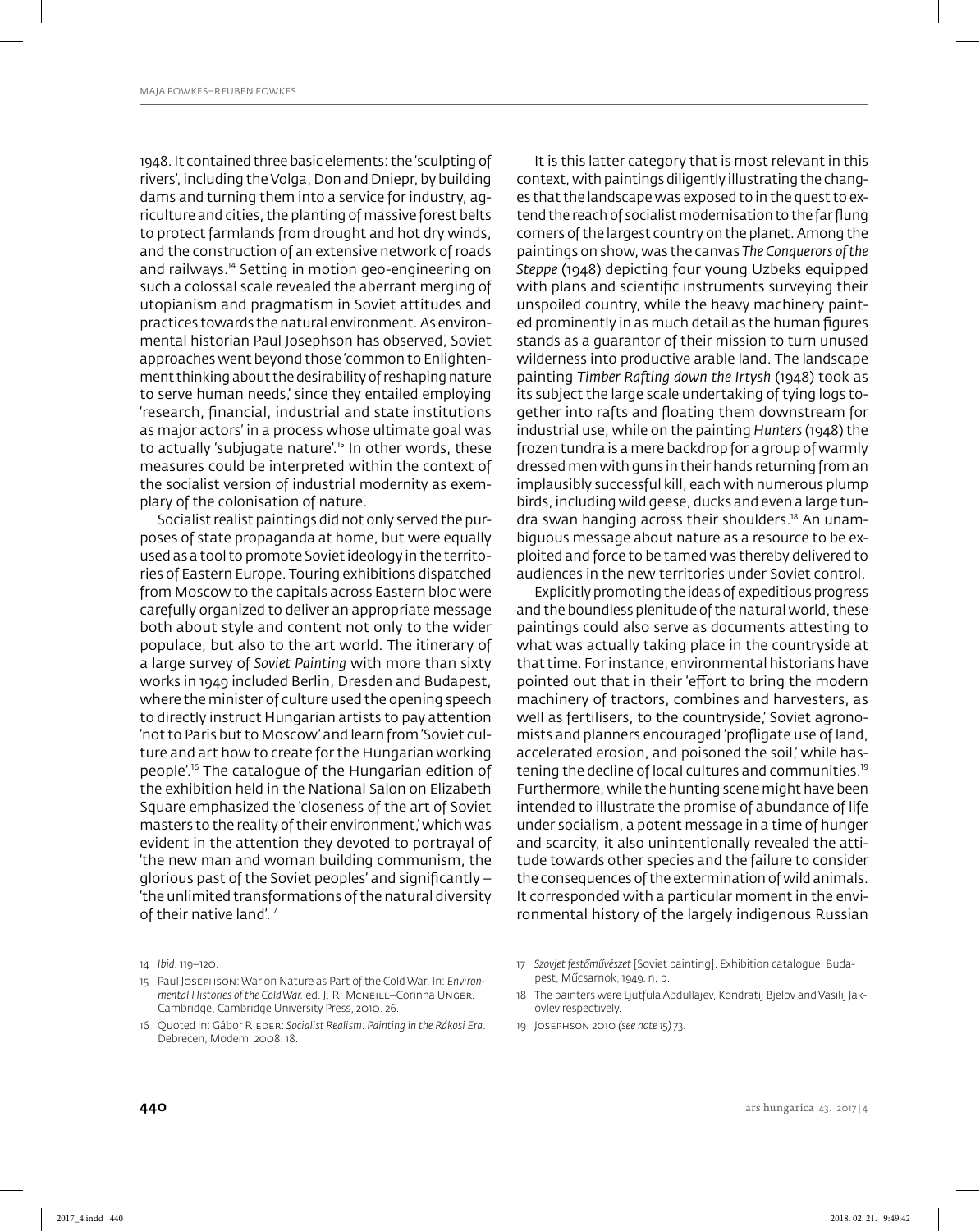1948. It contained three basic elements: the 'sculpting of rivers', including the Volga, Don and Dniepr, by building dams and turning them into a service for industry, agriculture and cities, the planting of massive forest belts to protect farmlands from drought and hot dry winds, and the construction of an extensive network of roads and railways.[14] Setting in motion geo-engineering on such a colossal scale revealed the aberrant merging of utopianism and pragmatism in Soviet attitudes and practices towards the natural environment. As environmental historian Paul Josephson has observed, Soviet approaches went beyond those 'common to Enlightenment thinking about the desirability of reshaping nature to serve human needs,' since they entailed employing 'research, financial, industrial and state institutions as major actors' in a process whose ultimate goal was to actually 'subjugate nature'.[15] In other words, these measures could be interpreted within the context of the socialist version of industrial modernity as exemplary of the colonisation of nature.

Socialist realist paintings did not only served the purposes of state propaganda at home, but were equally used as a tool to promote Soviet ideology in the territories of Eastern Europe. Touring exhibitions dispatched from Moscow to the capitals across Eastern bloc were carefully organized to deliver an appropriate message both about style and content not only to the wider populace, but also to the art world. The itinerary of a large survey of *Soviet Painting* with more than sixty works in 1949 included Berlin, Dresden and Budapest, where the minister of culture used the opening speech to directly instruct Hungarian artists to pay attention 'not to Paris but to Moscow' and learn from 'Soviet culture and art how to create for the Hungarian working people'.[16] The catalogue of the Hungarian edition of the exhibition held in the National Salon on Elizabeth Square emphasized the 'closeness of the art of Soviet masters to the reality of their environment,' which was evident in the attention they devoted to portrayal of 'the new man and woman building communism, the glorious past of the Soviet peoples' and significantly – 'the unlimited transformations of the natural diversity of their native land'.[17]

It is this latter category that is most relevant in this context, with paintings diligently illustrating the changes that the landscape was exposed to in the quest to extend the reach of socialist modernisation to the far flung corners of the largest country on the planet. Among the paintings on show, was the canvas *The Conquerors of the Steppe* (1948) depicting four young Uzbeks equipped with plans and scientific instruments surveying their unspoiled country, while the heavy machinery painted prominently in as much detail as the human figures stands as a guarantor of their mission to turn unused wilderness into productive arable land. The landscape painting *Timber Rafting down the Irtysh* (1948) took as its subject the large scale undertaking of tying logs together into rafts and floating them downstream for industrial use, while on the painting *Hunters* (1948) the frozen tundra is a mere backdrop for a group of warmly dressed men with guns in their hands returning from an implausibly successful kill, each with numerous plump birds, including wild geese, ducks and even a large tundra swan hanging across their shoulders.[18] An unambiguous message about nature as a resource to be exploited and force to be tamed was thereby delivered to audiences in the new territories under Soviet control.

Explicitly promoting the ideas of expeditious progress and the boundless plenitude of the natural world, these paintings could also serve as documents attesting to what was actually taking place in the countryside at that time. For instance, environmental historians have pointed out that in their 'effort to bring the modern machinery of tractors, combines and harvesters, as well as fertilisers, to the countryside,' Soviet agronomists and planners encouraged 'profligate use of land, accelerated erosion, and poisoned the soil,' while hastening the decline of local cultures and communities.[19] Furthermore, while the hunting scene might have been intended to illustrate the promise of abundance of life under socialism, a potent message in a time of hunger and scarcity, it also unintentionally revealed the attitude towards other species and the failure to consider the consequences of the extermination of wild animals. It corresponded with a particular moment in the environmental history of the largely indigenous Russian

---

14 *Ibid*. 119–120.

15 Paul Josephson: War on Nature as Part of the Cold War. In: *Environmental Histories of the Cold War.* ed. J. R. McNeill–Corinna Unger. Cambridge, Cambridge University Press, 2010. 26.

16 Quoted in: Gábor Rieder: *Socialist Realism: Painting in the Rákosi Era*. Debrecen, Modem, 2008. 18.

17 *Szovjet festőművészet* [Soviet painting]. Exhibition catalogue. Budapest, Műcsarnok, 1949. n. p.

18 The painters were Ljutfula Abdullajev, Kondratij Bjelov and Vasilij Jakovlev respectively.

19 Josephson 2010 (*see note 15*) 73.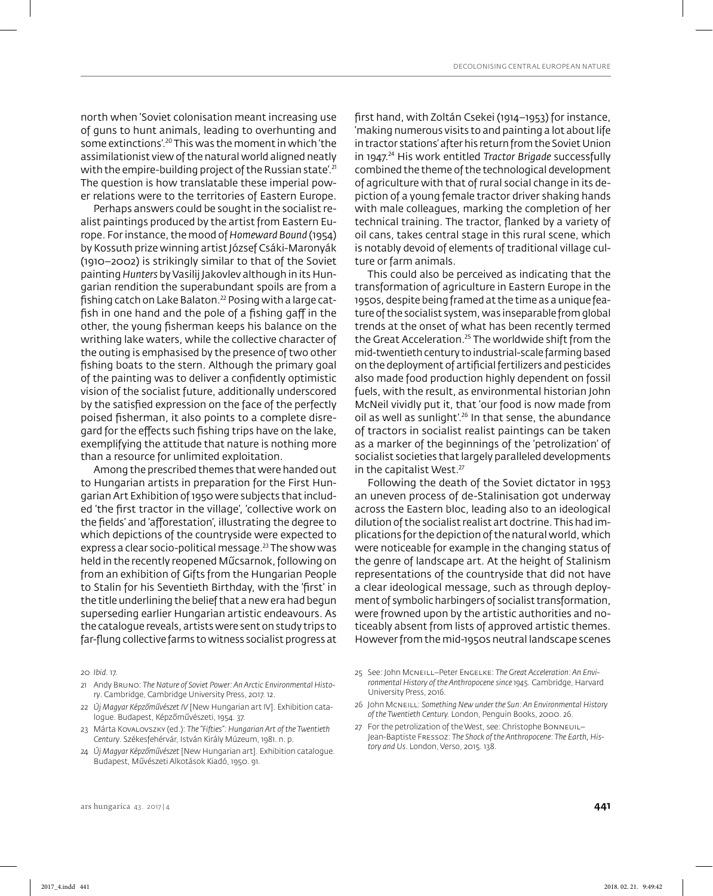north when 'Soviet colonisation meant increasing use of guns to hunt animals, leading to overhunting and some extinctions'.[20] This was the moment in which 'the assimilationist view of the natural world aligned neatly with the empire-building project of the Russian state'.[21] The question is how translatable these imperial power relations were to the territories of Eastern Europe.

Perhaps answers could be sought in the socialist realist paintings produced by the artist from Eastern Europe. For instance, the mood of *Homeward Bound* (1954) by Kossuth prize winning artist József Csáki-Maronyák (1910–2002) is strikingly similar to that of the Soviet painting *Hunters* by Vasilij Jakovlev although in its Hungarian rendition the superabundant spoils are from a fishing catch on Lake Balaton.[22] Posing with a large catfish in one hand and the pole of a fishing gaff in the other, the young fisherman keeps his balance on the writhing lake waters, while the collective character of the outing is emphasised by the presence of two other fishing boats to the stern. Although the primary goal of the painting was to deliver a confidently optimistic vision of the socialist future, additionally underscored by the satisfied expression on the face of the perfectly poised fisherman, it also points to a complete disregard for the effects such fishing trips have on the lake, exemplifying the attitude that nature is nothing more than a resource for unlimited exploitation.

Among the prescribed themes that were handed out to Hungarian artists in preparation for the First Hungarian Art Exhibition of 1950 were subjects that included 'the first tractor in the village', 'collective work on the fields' and 'afforestation', illustrating the degree to which depictions of the countryside were expected to express a clear socio-political message.[23] The show was held in the recently reopened Műcsarnok, following on from an exhibition of Gifts from the Hungarian People to Stalin for his Seventieth Birthday, with the 'first' in the title underlining the belief that a new era had begun superseding earlier Hungarian artistic endeavours. As the catalogue reveals, artists were sent on study trips to far-flung collective farms to witness socialist progress at first hand, with Zoltán Csekei (1914–1953) for instance, 'making numerous visits to and painting a lot about life in tractor stations' after his return from the Soviet Union in 1947.[24] His work entitled *Tractor Brigade* successfully combined the theme of the technological development of agriculture with that of rural social change in its depiction of a young female tractor driver shaking hands with male colleagues, marking the completion of her technical training. The tractor, flanked by a variety of oil cans, takes central stage in this rural scene, which is notably devoid of elements of traditional village culture or farm animals.

This could also be perceived as indicating that the transformation of agriculture in Eastern Europe in the 1950s, despite being framed at the time as a unique feature of the socialist system, was inseparable from global trends at the onset of what has been recently termed the Great Acceleration.[25] The worldwide shift from the mid-twentieth century to industrial-scale farming based on the deployment of artificial fertilizers and pesticides also made food production highly dependent on fossil fuels, with the result, as environmental historian John McNeil vividly put it, that 'our food is now made from oil as well as sunlight'.[26] In that sense, the abundance of tractors in socialist realist paintings can be taken as a marker of the beginnings of the 'petrolization' of socialist societies that largely paralleled developments in the capitalist West.[27]

Following the death of the Soviet dictator in 1953 an uneven process of de-Stalinisation got underway across the Eastern bloc, leading also to an ideological dilution of the socialist realist art doctrine. This had implications for the depiction of the natural world, which were noticeable for example in the changing status of the genre of landscape art. At the height of Stalinism representations of the countryside that did not have a clear ideological message, such as through deployment of symbolic harbingers of socialist transformation, were frowned upon by the artistic authorities and noticeably absent from lists of approved artistic themes. However from the mid-1950s neutral landscape scenes

20 *Ibid.* 17.

21 Andy Bruno: *The Nature of Soviet Power: An Arctic Environmental History*. Cambridge, Cambridge University Press, 2017. 12.

22 *Új Magyar Képzőművészet IV* [New Hungarian art IV]. Exhibition catalogue. Budapest, Képzőművészeti, 1954. 37.

23 Márta Kovalovszky (ed.): *The "Fifties": Hungarian Art of the Twentieth Century*. Székesfehérvár, István Király Múzeum, 1981. n. p.

24 *Új Magyar Képzőművészet* [New Hungarian art]. Exhibition catalogue. Budapest, Művészeti Alkotások Kiadó, 1950. 91.

25 See: John McNeill–Peter Engelke: *The Great Acceleration: An Environmental History of the Anthropocene since 1945*. Cambridge, Harvard University Press, 2016.

26 John McNeill: *Something New under the Sun: An Environmental History of the Twentieth Century.* London, Penguin Books, 2000. 26.

27 For the petrolization of the West, see: Christophe Bonneuil–Jean-Baptiste Fressoz: *The Shock of the Anthropocene: The Earth, History and Us*. London, Verso, 2015. 138.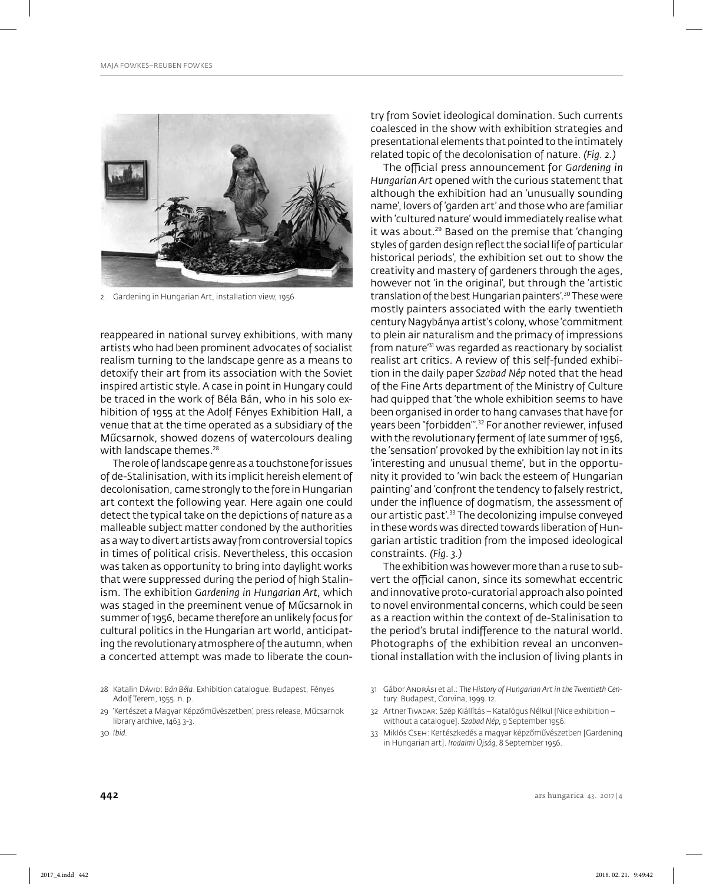2. Gardening in Hungarian Art, installation view, 1956

reappeared in national survey exhibitions, with many artists who had been prominent advocates of socialist realism turning to the landscape genre as a means to detoxify their art from its association with the Soviet inspired artistic style. A case in point in Hungary could be traced in the work of Béla Bán, who in his solo exhibition of 1955 at the Adolf Fényes Exhibition Hall, a venue that at the time operated as a subsidiary of the Műcsarnok, showed dozens of watercolours dealing with landscape themes.[28]

The role of landscape genre as a touchstone for issues of de-Stalinisation, with its implicit hereish element of decolonisation, came strongly to the fore in Hungarian art context the following year. Here again one could detect the typical take on the depictions of nature as a malleable subject matter condoned by the authorities as a way to divert artists away from controversial topics in times of political crisis. Nevertheless, this occasion was taken as opportunity to bring into daylight works that were suppressed during the period of high Stalinism. The exhibition *Gardening in Hungarian Art*, which was staged in the preeminent venue of Műcsarnok in summer of 1956, became therefore an unlikely focus for cultural politics in the Hungarian art world, anticipating the revolutionary atmosphere of the autumn, when a concerted attempt was made to liberate the country from Soviet ideological domination. Such currents coalesced in the show with exhibition strategies and presentational elements that pointed to the intimately related topic of the decolonisation of nature. *(Fig. 2.)*

The official press announcement for *Gardening in Hungarian Art* opened with the curious statement that although the exhibition had an 'unusually sounding name', lovers of 'garden art' and those who are familiar with 'cultured nature' would immediately realise what it was about.[29] Based on the premise that 'changing styles of garden design reflect the social life of particular historical periods', the exhibition set out to show the creativity and mastery of gardeners through the ages, however not 'in the original', but through the 'artistic translation of the best Hungarian painters'.[30] These were mostly painters associated with the early twentieth century Nagybánya artist's colony, whose 'commitment to plein air naturalism and the primacy of impressions from nature'[31] was regarded as reactionary by socialist realist art critics. A review of this self-funded exhibition in the daily paper *Szabad Nép* noted that the head of the Fine Arts department of the Ministry of Culture had quipped that 'the whole exhibition seems to have been organised in order to hang canvases that have for years been "forbidden"'.[32] For another reviewer, infused with the revolutionary ferment of late summer of 1956, the 'sensation' provoked by the exhibition lay not in its 'interesting and unusual theme', but in the opportunity it provided to 'win back the esteem of Hungarian painting' and 'confront the tendency to falsely restrict, under the influence of dogmatism, the assessment of our artistic past'.[33] The decolonizing impulse conveyed in these words was directed towards liberation of Hungarian artistic tradition from the imposed ideological constraints. *(Fig. 3.)*

The exhibition was however more than a ruse to subvert the official canon, since its somewhat eccentric and innovative proto-curatorial approach also pointed to novel environmental concerns, which could be seen as a reaction within the context of de-Stalinisation to the period's brutal indifference to the natural world. Photographs of the exhibition reveal an unconventional installation with the inclusion of living plants in

28 Katalin Dávid: *Bán Béla*. Exhibition catalogue. Budapest, Fényes Adolf Terem, 1955. n. p.

29 'Kertészet a Magyar Képzőművészetben', press release, Műcsarnok library archive, 1463 3-3.

30 *Ibid.*

31 Gábor Andrási et al.: *The History of Hungarian Art in the Twentieth Century*. Budapest, Corvina, 1999. 12.

32 Artner Tivadar: Szép Kiállítás – Katalógus Nélkül [Nice exhibition – without a catalogue]. *Szabad Nép*, 9 September 1956.

33 Miklós Cseh: Kertészkedés a magyar képzőművészetben [Gardening in Hungarian art]. *Irodalmi Újság*, 8 September 1956.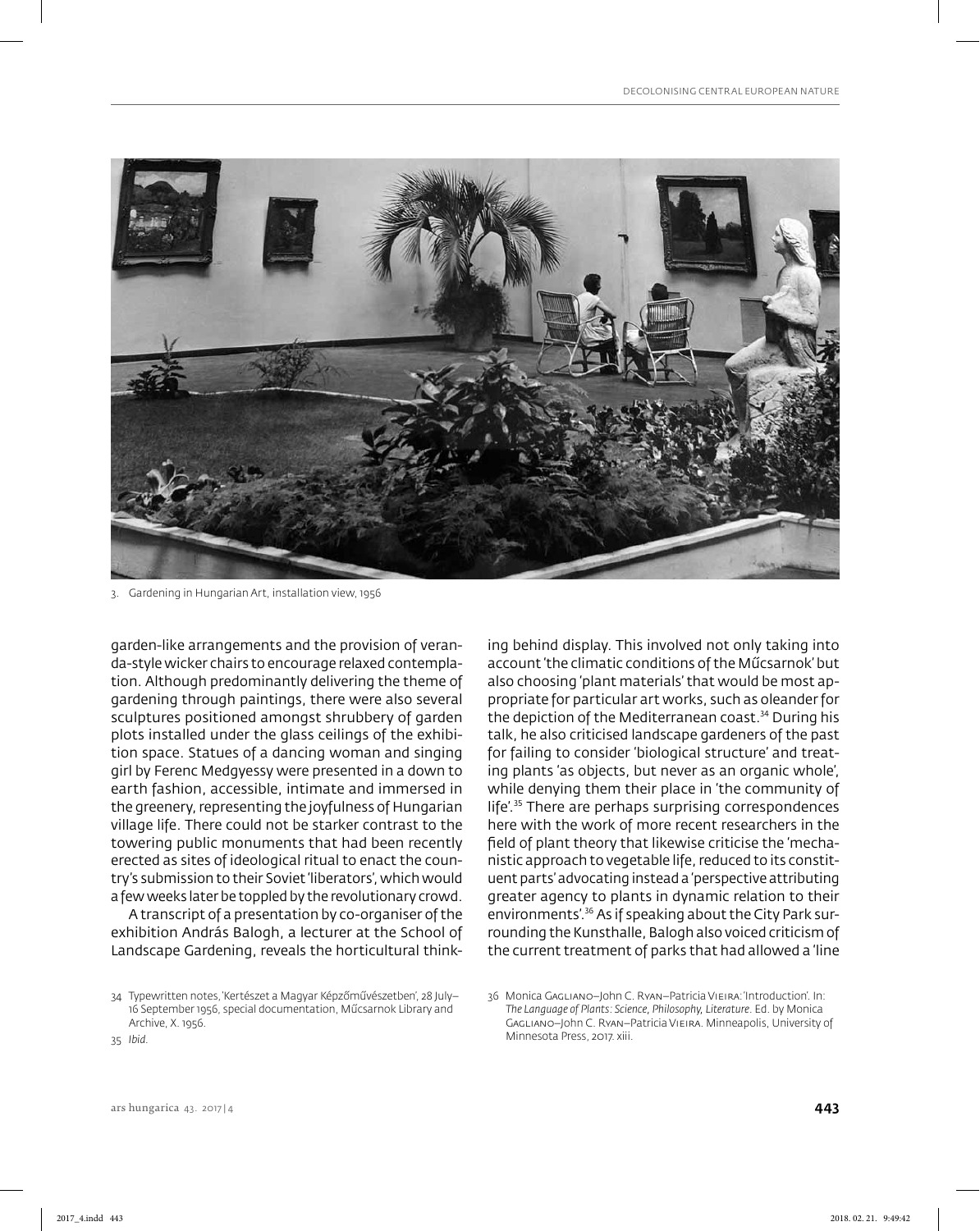3. Gardening in Hungarian Art, installation view, 1956

garden-like arrangements and the provision of veranda-style wicker chairs to encourage relaxed contemplation. Although predominantly delivering the theme of gardening through paintings, there were also several sculptures positioned amongst shrubbery of garden plots installed under the glass ceilings of the exhibition space. Statues of a dancing woman and singing girl by Ferenc Medgyessy were presented in a down to earth fashion, accessible, intimate and immersed in the greenery, representing the joyfulness of Hungarian village life. There could not be starker contrast to the towering public monuments that had been recently erected as sites of ideological ritual to enact the country's submission to their Soviet 'liberators', which would a few weeks later be toppled by the revolutionary crowd.

A transcript of a presentation by co-organiser of the exhibition András Balogh, a lecturer at the School of Landscape Gardening, reveals the horticultural thinking behind display. This involved not only taking into account 'the climatic conditions of the Műcsarnok' but also choosing 'plant materials' that would be most appropriate for particular art works, such as oleander for the depiction of the Mediterranean coast.[34] During his talk, he also criticised landscape gardeners of the past for failing to consider 'biological structure' and treating plants 'as objects, but never as an organic whole', while denying them their place in 'the community of life'.[35] There are perhaps surprising correspondences here with the work of more recent researchers in the field of plant theory that likewise criticise the 'mechanistic approach to vegetable life, reduced to its constituent parts' advocating instead a 'perspective attributing greater agency to plants in dynamic relation to their environments'.[36] As if speaking about the City Park surrounding the Kunsthalle, Balogh also voiced criticism of the current treatment of parks that had allowed a 'line

34 Typewritten notes, 'Kertészet a Magyar Képzőművészetben', 28 July–16 September 1956, special documentation, Műcsarnok Library and Archive, X. 1956.

35 *Ibid.*

36 Monica Gagliano–John C. Ryan–Patricia Vieira: 'Introduction'. In: *The Language of Plants: Science, Philosophy, Literature.* Ed. by Monica Gagliano–John C. Ryan–Patricia Vieira. Minneapolis, University of Minnesota Press, 2017. xiii.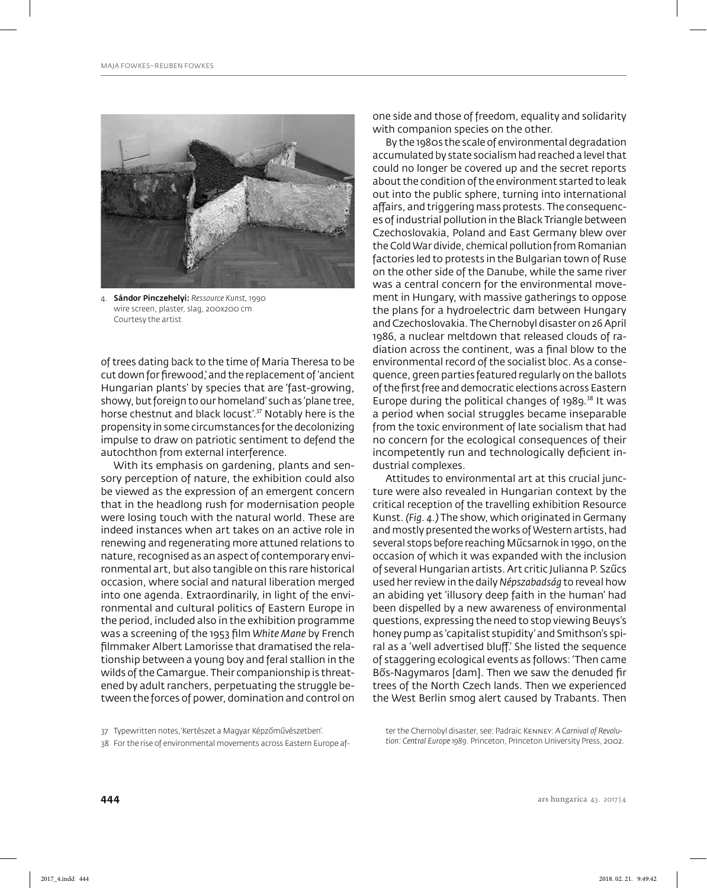4. **Sándor Pinczehelyi:** *Ressource Kunst*, 1990
wire screen, plaster, slag, 200x200 cm
Courtesy the artist

of trees dating back to the time of Maria Theresa to be cut down for firewood,' and the replacement of 'ancient Hungarian plants' by species that are 'fast-growing, showy, but foreign to our homeland' such as 'plane tree, horse chestnut and black locust'.[37] Notably here is the propensity in some circumstances for the decolonizing impulse to draw on patriotic sentiment to defend the autochthon from external interference.

With its emphasis on gardening, plants and sensory perception of nature, the exhibition could also be viewed as the expression of an emergent concern that in the headlong rush for modernisation people were losing touch with the natural world. These are indeed instances when art takes on an active role in renewing and regenerating more attuned relations to nature, recognised as an aspect of contemporary environmental art, but also tangible on this rare historical occasion, where social and natural liberation merged into one agenda. Extraordinarily, in light of the environmental and cultural politics of Eastern Europe in the period, included also in the exhibition programme was a screening of the 1953 film *White Mane* by French filmmaker Albert Lamorisse that dramatised the relationship between a young boy and feral stallion in the wilds of the Camargue. Their companionship is threatened by adult ranchers, perpetuating the struggle between the forces of power, domination and control on one side and those of freedom, equality and solidarity with companion species on the other.

By the 1980s the scale of environmental degradation accumulated by state socialism had reached a level that could no longer be covered up and the secret reports about the condition of the environment started to leak out into the public sphere, turning into international affairs, and triggering mass protests. The consequences of industrial pollution in the Black Triangle between Czechoslovakia, Poland and East Germany blew over the Cold War divide, chemical pollution from Romanian factories led to protests in the Bulgarian town of Ruse on the other side of the Danube, while the same river was a central concern for the environmental movement in Hungary, with massive gatherings to oppose the plans for a hydroelectric dam between Hungary and Czechoslovakia. The Chernobyl disaster on 26 April 1986, a nuclear meltdown that released clouds of radiation across the continent, was a final blow to the environmental record of the socialist bloc. As a consequence, green parties featured regularly on the ballots of the first free and democratic elections across Eastern Europe during the political changes of 1989.[38] It was a period when social struggles became inseparable from the toxic environment of late socialism that had no concern for the ecological consequences of their incompetently run and technologically deficient industrial complexes.

Attitudes to environmental art at this crucial juncture were also revealed in Hungarian context by the critical reception of the travelling exhibition Resource Kunst. *(Fig. 4.)* The show, which originated in Germany and mostly presented the works of Western artists, had several stops before reaching Műcsarnok in 1990, on the occasion of which it was expanded with the inclusion of several Hungarian artists. Art critic Julianna P. Szűcs used her review in the daily *Népszabadság* to reveal how an abiding yet 'illusory deep faith in the human' had been dispelled by a new awareness of environmental questions, expressing the need to stop viewing Beuys's honey pump as 'capitalist stupidity' and Smithson's spiral as a 'well advertised bluff.' She listed the sequence of staggering ecological events as follows: 'Then came Bős-Nagymaros [dam]. Then we saw the denuded fir trees of the North Czech lands. Then we experienced the West Berlin smog alert caused by Trabants. Then

37 Typewritten notes, 'Kertészet a Magyar Képzőművészetben'.

38 For the rise of environmental movements across Eastern Europe after the Chernobyl disaster, see: Padraic Kenney: *A Carnival of Revolution: Central Europe 1989*. Princeton, Princeton University Press, 2002.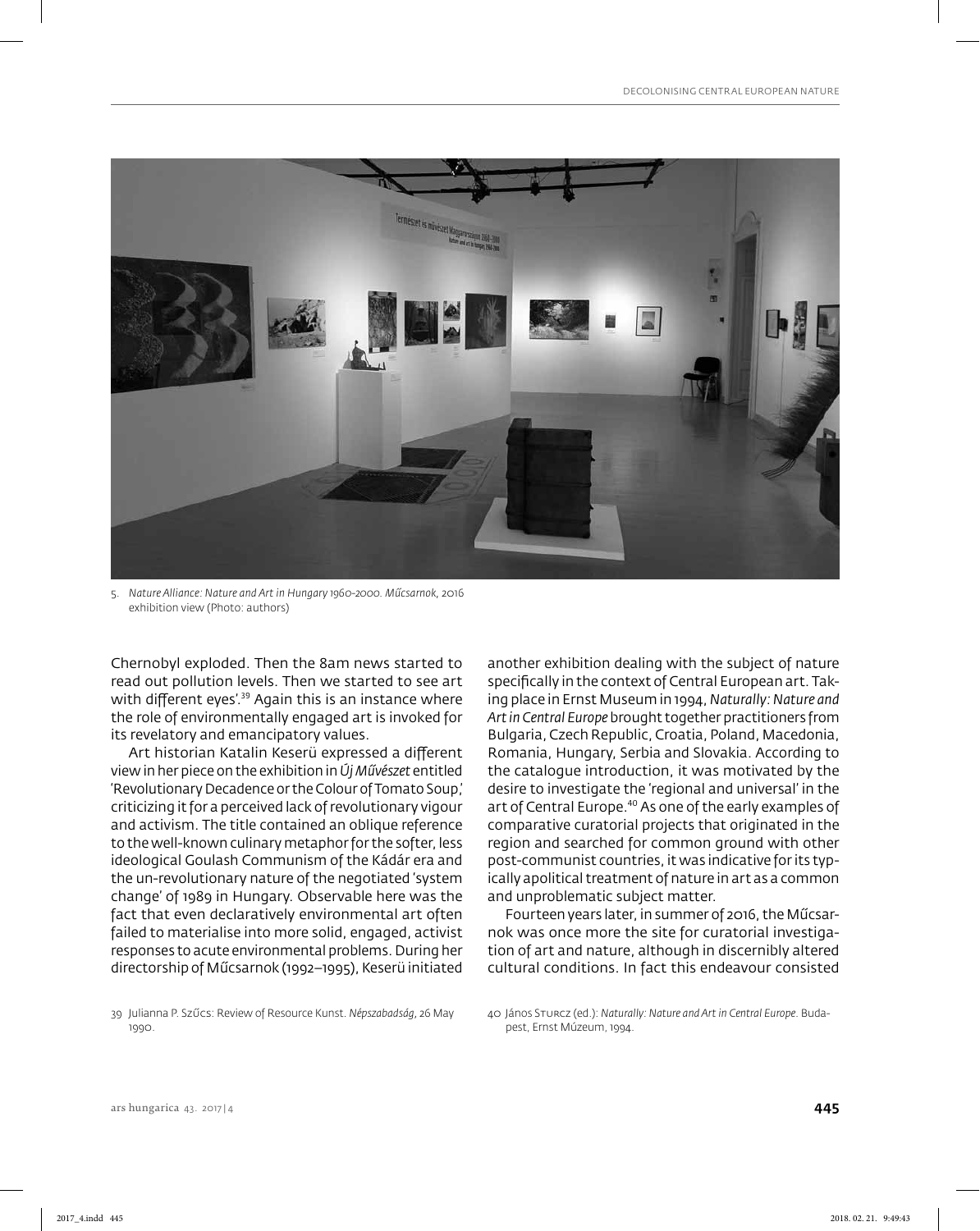5. *Nature Alliance: Nature and Art in Hungary 1960-2000. Műcsarnok*, 2016 exhibition view (Photo: authors)

Chernobyl exploded. Then the 8am news started to read out pollution levels. Then we started to see art with different eyes'.[39] Again this is an instance where the role of environmentally engaged art is invoked for its revelatory and emancipatory values.

Art historian Katalin Keserü expressed a different view in her piece on the exhibition in *Új Művészet* entitled 'Revolutionary Decadence or the Colour of Tomato Soup,' criticizing it for a perceived lack of revolutionary vigour and activism. The title contained an oblique reference to the well-known culinary metaphor for the softer, less ideological Goulash Communism of the Kádár era and the un-revolutionary nature of the negotiated 'system change' of 1989 in Hungary. Observable here was the fact that even declaratively environmental art often failed to materialise into more solid, engaged, activist responses to acute environmental problems. During her directorship of Műcsarnok (1992–1995), Keserü initiated another exhibition dealing with the subject of nature specifically in the context of Central European art. Taking place in Ernst Museum in 1994, *Naturally: Nature and Art in Central Europe* brought together practitioners from Bulgaria, Czech Republic, Croatia, Poland, Macedonia, Romania, Hungary, Serbia and Slovakia. According to the catalogue introduction, it was motivated by the desire to investigate the 'regional and universal' in the art of Central Europe.[40] As one of the early examples of comparative curatorial projects that originated in the region and searched for common ground with other post-communist countries, it was indicative for its typically apolitical treatment of nature in art as a common and unproblematic subject matter.

Fourteen years later, in summer of 2016, the Műcsarnok was once more the site for curatorial investigation of art and nature, although in discernibly altered cultural conditions. In fact this endeavour consisted

39 Julianna P. Szűcs: Review of Resource Kunst. *Népszabadság*, 26 May 1990.

40 János Sturcz (ed.): *Naturally: Nature and Art in Central Europe*. Budapest, Ernst Múzeum, 1994.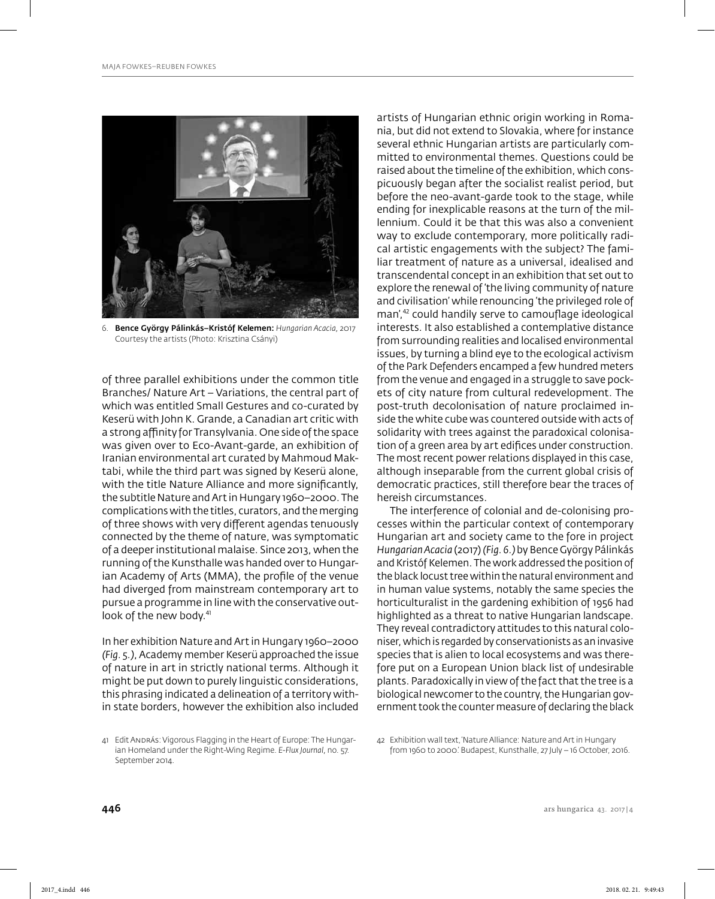6. **Bence György Pálinkás–Kristóf Kelemen:** *Hungarian Acacia*, 2017
Courtesy the artists (Photo: Krisztina Csányi)

of three parallel exhibitions under the common title Branches/ Nature Art – Variations, the central part of which was entitled Small Gestures and co-curated by Keserü with John K. Grande, a Canadian art critic with a strong affinity for Transylvania. One side of the space was given over to Eco-Avant-garde, an exhibition of Iranian environmental art curated by Mahmoud Maktabi, while the third part was signed by Keserü alone, with the title Nature Alliance and more significantly, the subtitle Nature and Art in Hungary 1960–2000. The complications with the titles, curators, and the merging of three shows with very different agendas tenuously connected by the theme of nature, was symptomatic of a deeper institutional malaise. Since 2013, when the running of the Kunsthalle was handed over to Hungarian Academy of Arts (MMA), the profile of the venue had diverged from mainstream contemporary art to pursue a programme in line with the conservative outlook of the new body.[41]

In her exhibition Nature and Art in Hungary 1960–2000 *(Fig. 5.)*, Academy member Keserü approached the issue of nature in art in strictly national terms. Although it might be put down to purely linguistic considerations, this phrasing indicated a delineation of a territory within state borders, however the exhibition also included artists of Hungarian ethnic origin working in Romania, but did not extend to Slovakia, where for instance several ethnic Hungarian artists are particularly committed to environmental themes. Questions could be raised about the timeline of the exhibition, which conspicuously began after the socialist realist period, but before the neo-avant-garde took to the stage, while ending for inexplicable reasons at the turn of the millennium. Could it be that this was also a convenient way to exclude contemporary, more politically radical artistic engagements with the subject? The familiar treatment of nature as a universal, idealised and transcendental concept in an exhibition that set out to explore the renewal of 'the living community of nature and civilisation' while renouncing 'the privileged role of man',[42] could handily serve to camouflage ideological interests. It also established a contemplative distance from surrounding realities and localised environmental issues, by turning a blind eye to the ecological activism of the Park Defenders encamped a few hundred meters from the venue and engaged in a struggle to save pockets of city nature from cultural redevelopment. The post-truth decolonisation of nature proclaimed inside the white cube was countered outside with acts of solidarity with trees against the paradoxical colonisation of a green area by art edifices under construction. The most recent power relations displayed in this case, although inseparable from the current global crisis of democratic practices, still therefore bear the traces of hereish circumstances.

The interference of colonial and de-colonising processes within the particular context of contemporary Hungarian art and society came to the fore in project *Hungarian Acacia* (2017) *(Fig. 6.)* by Bence György Pálinkás and Kristóf Kelemen. The work addressed the position of the black locust tree within the natural environment and in human value systems, notably the same species the horticulturalist in the gardening exhibition of 1956 had highlighted as a threat to native Hungarian landscape. They reveal contradictory attitudes to this natural coloniser, which is regarded by conservationists as an invasive species that is alien to local ecosystems and was therefore put on a European Union black list of undesirable plants. Paradoxically in view of the fact that the tree is a biological newcomer to the country, the Hungarian government took the counter measure of declaring the black

41 Edit András: Vigorous Flagging in the Heart of Europe: The Hungarian Homeland under the Right-Wing Regime. *E-Flux Journal*, no. 57. September 2014.

42 Exhibition wall text, 'Nature Alliance: Nature and Art in Hungary from 1960 to 2000.' Budapest, Kunsthalle, 27 July – 16 October, 2016.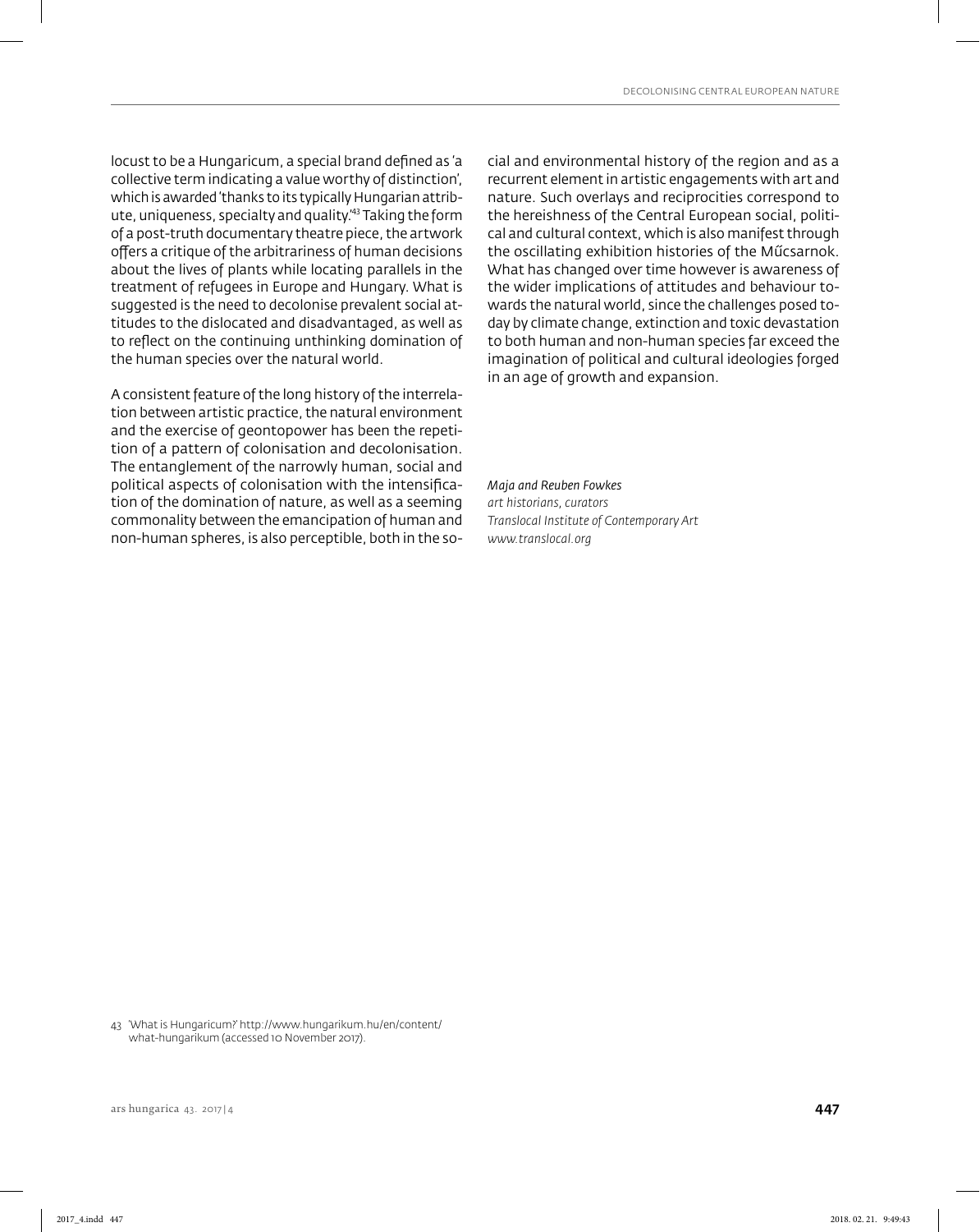locust to be a Hungaricum, a special brand defined as 'a collective term indicating a value worthy of distinction', which is awarded 'thanks to its typically Hungarian attribute, uniqueness, specialty and quality.'[43] Taking the form of a post-truth documentary theatre piece, the artwork offers a critique of the arbitrariness of human decisions about the lives of plants while locating parallels in the treatment of refugees in Europe and Hungary. What is suggested is the need to decolonise prevalent social attitudes to the dislocated and disadvantaged, as well as to reflect on the continuing unthinking domination of the human species over the natural world.

A consistent feature of the long history of the interrelation between artistic practice, the natural environment and the exercise of geontopower has been the repetition of a pattern of colonisation and decolonisation. The entanglement of the narrowly human, social and political aspects of colonisation with the intensification of the domination of nature, as well as a seeming commonality between the emancipation of human and non-human spheres, is also perceptible, both in the social and environmental history of the region and as a recurrent element in artistic engagements with art and nature. Such overlays and reciprocities correspond to the hereishness of the Central European social, political and cultural context, which is also manifest through the oscillating exhibition histories of the Műcsarnok. What has changed over time however is awareness of the wider implications of attitudes and behaviour towards the natural world, since the challenges posed today by climate change, extinction and toxic devastation to both human and non-human species far exceed the imagination of political and cultural ideologies forged in an age of growth and expansion.

*Maja and Reuben Fowkes*
*art historians, curators*
*Translocal Institute of Contemporary Art*
*www.translocal.org*

43 'What is Hungaricum?' http://www.hungarikum.hu/en/content/what-hungarikum (accessed 10 November 2017).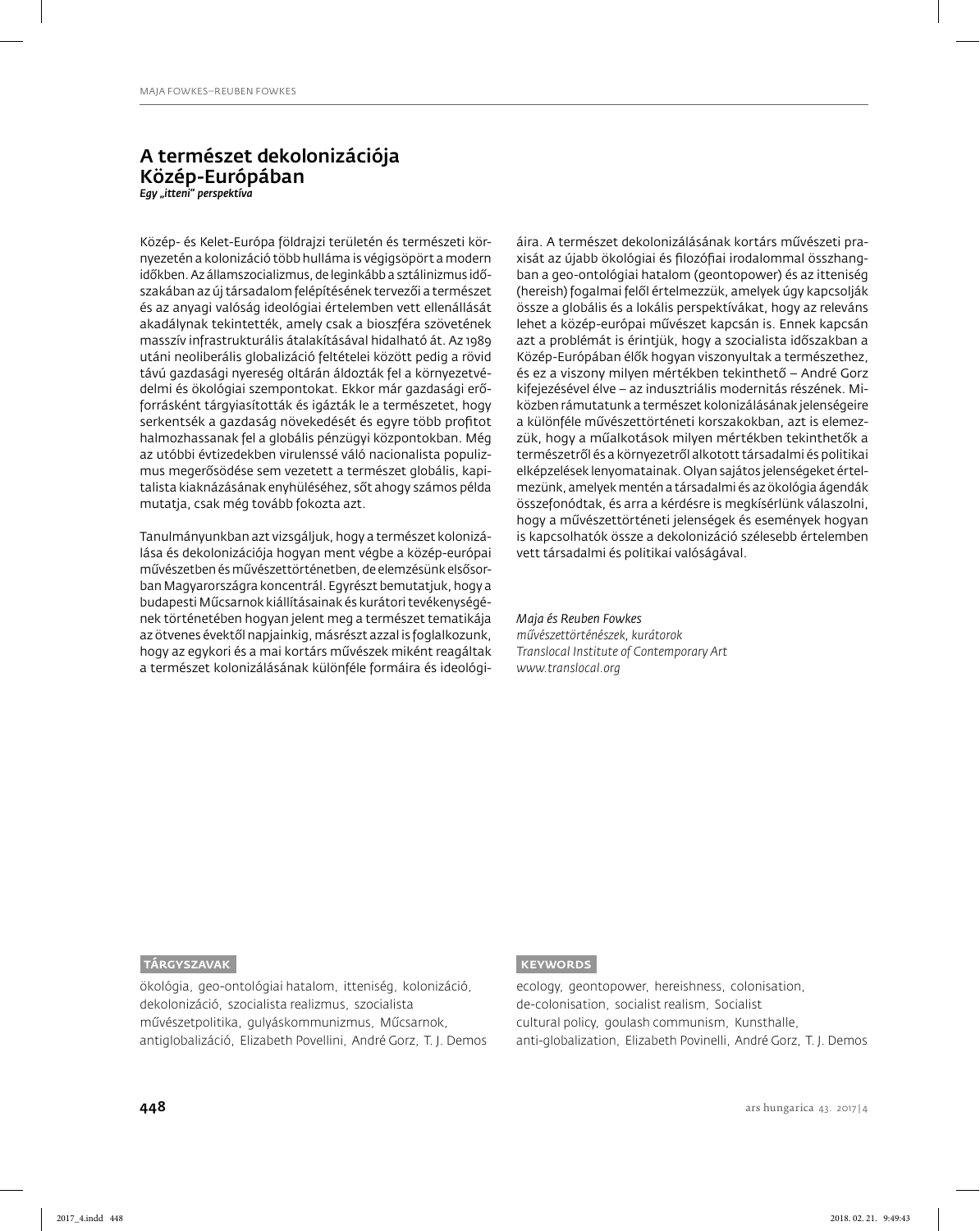# A természet dekolonizációja Közép-Európában

***Egy „itteni" perspektíva***

Közép- és Kelet-Európa földrajzi területén és természeti környezetén a kolonizáció több hulláma is végigsöpört a modern időkben. Az államszocializmus, de leginkább a sztálinizmus időszakában az új társadalom felépítésének tervezői a természet és az anyagi valóság ideológiai értelemben vett ellenállását akadálynak tekintették, amely csak a bioszféra szövetének masszív infrastrukturális átalakításával hidalható át. Az 1989 utáni neoliberális globalizáció feltételei között pedig a rövid távú gazdasági nyereség oltárán áldozták fel a környezetvédelmi és ökológiai szempontokat. Ekkor már gazdasági erőforrásként tárgyiasították és igázták le a természetet, hogy serkentsék a gazdaság növekedését és egyre több profitot halmozhassanak fel a globális pénzügyi központokban. Még az utóbbi évtizedekben virulenssé váló nacionalista populizmus megerősödése sem vezetett a természet globális, kapitalista kiaknázásának enyhüléséhez, sőt ahogy számos példa mutatja, csak még tovább fokozta azt.

Tanulmányunkban azt vizsgáljuk, hogy a természet kolonizálása és dekolonizációja hogyan ment végbe a közép-európai művészetben és művészettörténetben, de elemzésünk elsősorban Magyarországra koncentrál. Egyrészt bemutatjuk, hogy a budapesti Műcsarnok kiállításainak és kurátori tevékenységének történetében hogyan jelent meg a természet tematikája az ötvenes évektől napjainkig, másrészt azzal is foglalkozunk, hogy az egykori és a mai kortárs művészek miként reagáltak a természet kolonizálásának különféle formáira és ideológiáira. A természet dekolonizálásának kortárs művészeti praxisát az újabb ökológiai és filozófiai irodalommal összhangban a geo-ontológiai hatalom (geontopower) és az itteniség (hereish) fogalmai felől értelmezzük, amelyek úgy kapcsolják össze a globális és a lokális perspektívákat, hogy az releváns lehet a közép-európai művészet kapcsán is. Ennek kapcsán azt a problémát is érintjük, hogy a szocialista időszakban a Közép-Európában élők hogyan viszonyultak a természethez, és ez a viszony milyen mértékben tekinthető – André Gorz kifejezésével élve – az indusztriális modernitás részének. Miközben rámutatunk a természet kolonizálásának jelenségeire a különféle művészettörténeti korszakokban, azt is elemezzük, hogy a műalkotások milyen mértékben tekinthetők a természetről és a környezetről alkotott társadalmi és politikai elképzelések lenyomatainak. Olyan sajátos jelenségeket értelmezünk, amelyek mentén a társadalmi és az ökológia ágendák összefonódtak, és arra a kérdésre is megkísérlünk válaszolni, hogy a művészettörténeti jelenségek és események hogyan is kapcsolhatók össze a dekolonizáció szélesebb értelemben vett társadalmi és politikai valóságával.

*Maja és Reuben Fowkes*
*művészettörténészek, kurátorok*
*Translocal Institute of Contemporary Art*
*www.translocal.org*

**TÁRGYSZAVAK**

ökológia, geo-ontológiai hatalom, itteniség, kolonizáció, dekolonizáció, szocialista realizmus, szocialista művészetpolitika, gulyáskommunizmus, Műcsarnok, antiglobalizáció, Elizabeth Povellini, André Gorz, T. J. Demos

**KEYWORDS**

ecology, geontopower, hereishness, colonisation, de-colonisation, socialist realism, Socialist cultural policy, goulash communism, Kunsthalle, anti-globalization, Elizabeth Povinelli, André Gorz, T. J. Demos